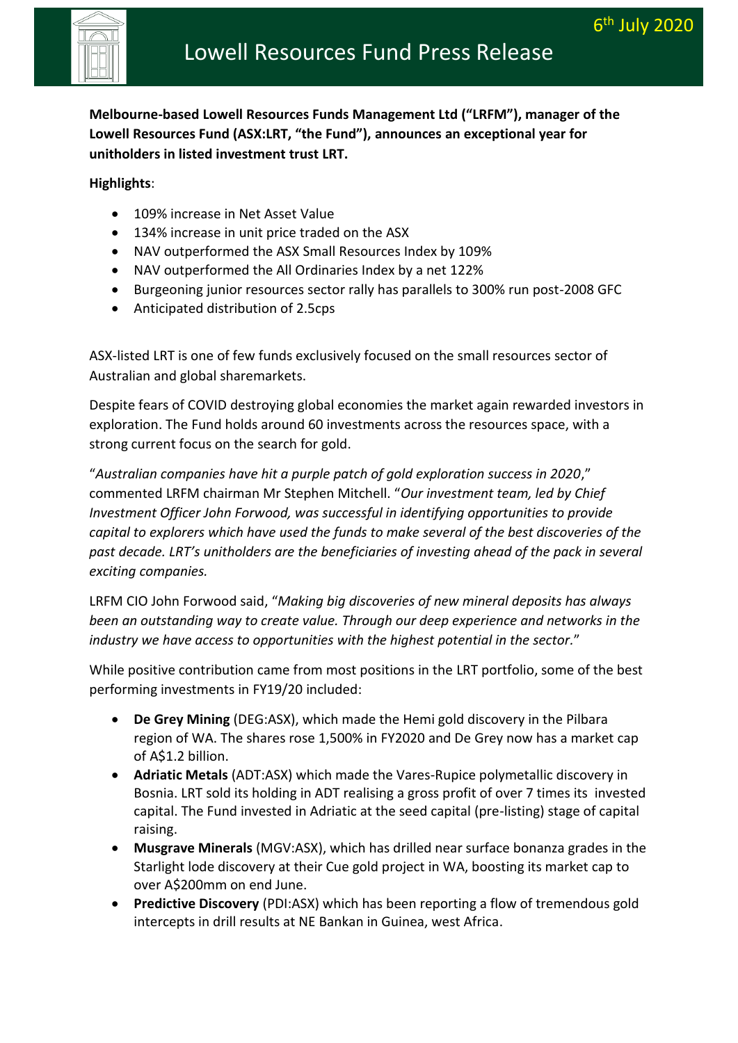6th July 2020

# Lowell Resources Fund Press Release

**Melbourne-based Lowell Resources Funds Management Ltd ("LRFM"), manager of the Lowell Resources Fund (ASX:LRT, "the Fund"), announces an exceptional year for unitholders in listed investment trust LRT.**

**Highlights**:

- 109% increase in Net Asset Value
- 134% increase in unit price traded on the ASX
- NAV outperformed the ASX Small Resources Index by 109%
- NAV outperformed the All Ordinaries Index by a net 122%
- Burgeoning junior resources sector rally has parallels to 300% run post-2008 GFC
- Anticipated distribution of 2.5cps

ASX-listed LRT is one of few funds exclusively focused on the small resources sector of Australian and global sharemarkets.

Despite fears of COVID destroying global economies the market again rewarded investors in exploration. The Fund holds around 60 investments across the resources space, with a strong current focus on the search for gold.

"*Australian companies have hit a purple patch of gold exploration success in 2020*," commented LRFM chairman Mr Stephen Mitchell. "*Our investment team, led by Chief Investment Officer John Forwood, was successful in identifying opportunities to provide capital to explorers which have used the funds to make several of the best discoveries of the past decade. LRT's unitholders are the beneficiaries of investing ahead of the pack in several exciting companies.*

LRFM CIO John Forwood said, "*Making big discoveries of new mineral deposits has always been an outstanding way to create value. Through our deep experience and networks in the industry we have access to opportunities with the highest potential in the sector.*"

While positive contribution came from most positions in the LRT portfolio, some of the best performing investments in FY19/20 included:

- **De Grey Mining** (DEG:ASX), which made the Hemi gold discovery in the Pilbara region of WA. The shares rose 1,500% in FY2020 and De Grey now has a market cap of A$1.2 billion.
- **Adriatic Metals** (ADT:ASX) which made the Vares-Rupice polymetallic discovery in Bosnia. LRT sold its holding in ADT realising a gross profit of over 7 times its invested capital. The Fund invested in Adriatic at the seed capital (pre-listing) stage of capital raising.
- **Musgrave Minerals** (MGV:ASX), which has drilled near surface bonanza grades in the Starlight lode discovery at their Cue gold project in WA, boosting its market cap to over A$200mm on end June.
- **Predictive Discovery** (PDI:ASX) which has been reporting a flow of tremendous gold intercepts in drill results at NE Bankan in Guinea, west Africa.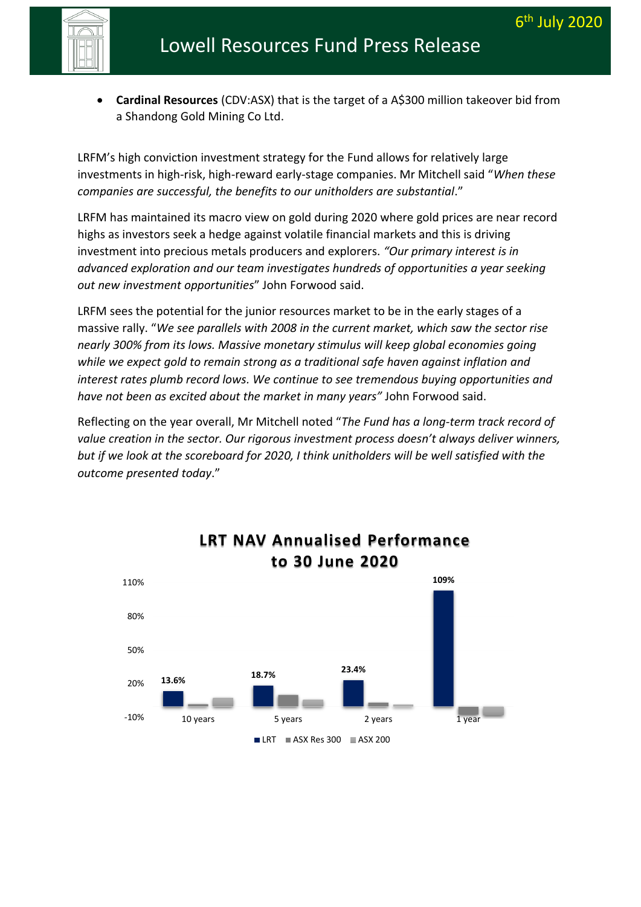- **Cardinal Resources** (CDV:ASX) that is the target of a A$300 million takeover bid from a Shandong Gold Mining Co Ltd.

LRFM's high conviction investment strategy for the Fund allows for relatively large investments in high-risk, high-reward early-stage companies. Mr Mitchell said "*When these companies are successful, the benefits to our unitholders are substantial*."

LRFM has maintained its macro view on gold during 2020 where gold prices are near record highs as investors seek a hedge against volatile financial markets and this is driving investment into precious metals producers and explorers. *"Our primary interest is in advanced exploration and our team investigates hundreds of opportunities a year seeking out new investment opportunities*" John Forwood said.

LRFM sees the potential for the junior resources market to be in the early stages of a massive rally. "*We see parallels with 2008 in the current market, which saw the sector rise nearly 300% from its lows. Massive monetary stimulus will keep global economies going while we expect gold to remain strong as a traditional safe haven against inflation and interest rates plumb record lows. We continue to see tremendous buying opportunities and have not been as excited about the market in many years"* John Forwood said.

Reflecting on the year overall, Mr Mitchell noted "*The Fund has a long-term track record of value creation in the sector. Our rigorous investment process doesn't always deliver winners, but if we look at the scoreboard for 2020, I think unitholders will be well satisfied with the outcome presented today*."

**LRT NAV Annualised Performance to 30 June 2020**

| | 10 years | 5 years | 2 years | 1 year |
|---|---|---|---|---|
| LRT | 13.6% | 18.7% | 23.4% | 109% |

Legend: LRT, ASX Res 300, ASX 200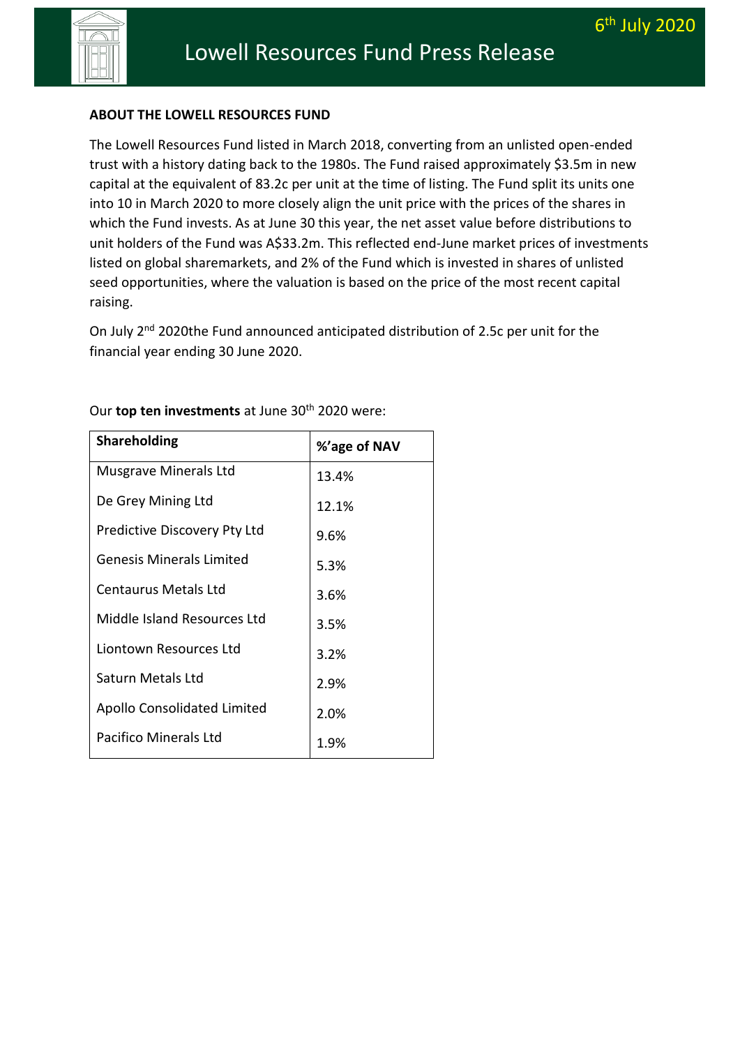## ABOUT THE LOWELL RESOURCES FUND

The Lowell Resources Fund listed in March 2018, converting from an unlisted open-ended trust with a history dating back to the 1980s. The Fund raised approximately $3.5m in new capital at the equivalent of 83.2c per unit at the time of listing. The Fund split its units one into 10 in March 2020 to more closely align the unit price with the prices of the shares in which the Fund invests. As at June 30 this year, the net asset value before distributions to unit holders of the Fund was A$33.2m. This reflected end-June market prices of investments listed on global sharemarkets, and 2% of the Fund which is invested in shares of unlisted seed opportunities, where the valuation is based on the price of the most recent capital raising.

On July 2nd 2020the Fund announced anticipated distribution of 2.5c per unit for the financial year ending 30 June 2020.

Our **top ten investments** at June 30th 2020 were:

| Shareholding | %'age of NAV |
|---|---|
| Musgrave Minerals Ltd | 13.4% |
| De Grey Mining Ltd | 12.1% |
| Predictive Discovery Pty Ltd | 9.6% |
| Genesis Minerals Limited | 5.3% |
| Centaurus Metals Ltd | 3.6% |
| Middle Island Resources Ltd | 3.5% |
| Liontown Resources Ltd | 3.2% |
| Saturn Metals Ltd | 2.9% |
| Apollo Consolidated Limited | 2.0% |
| Pacifico Minerals Ltd | 1.9% |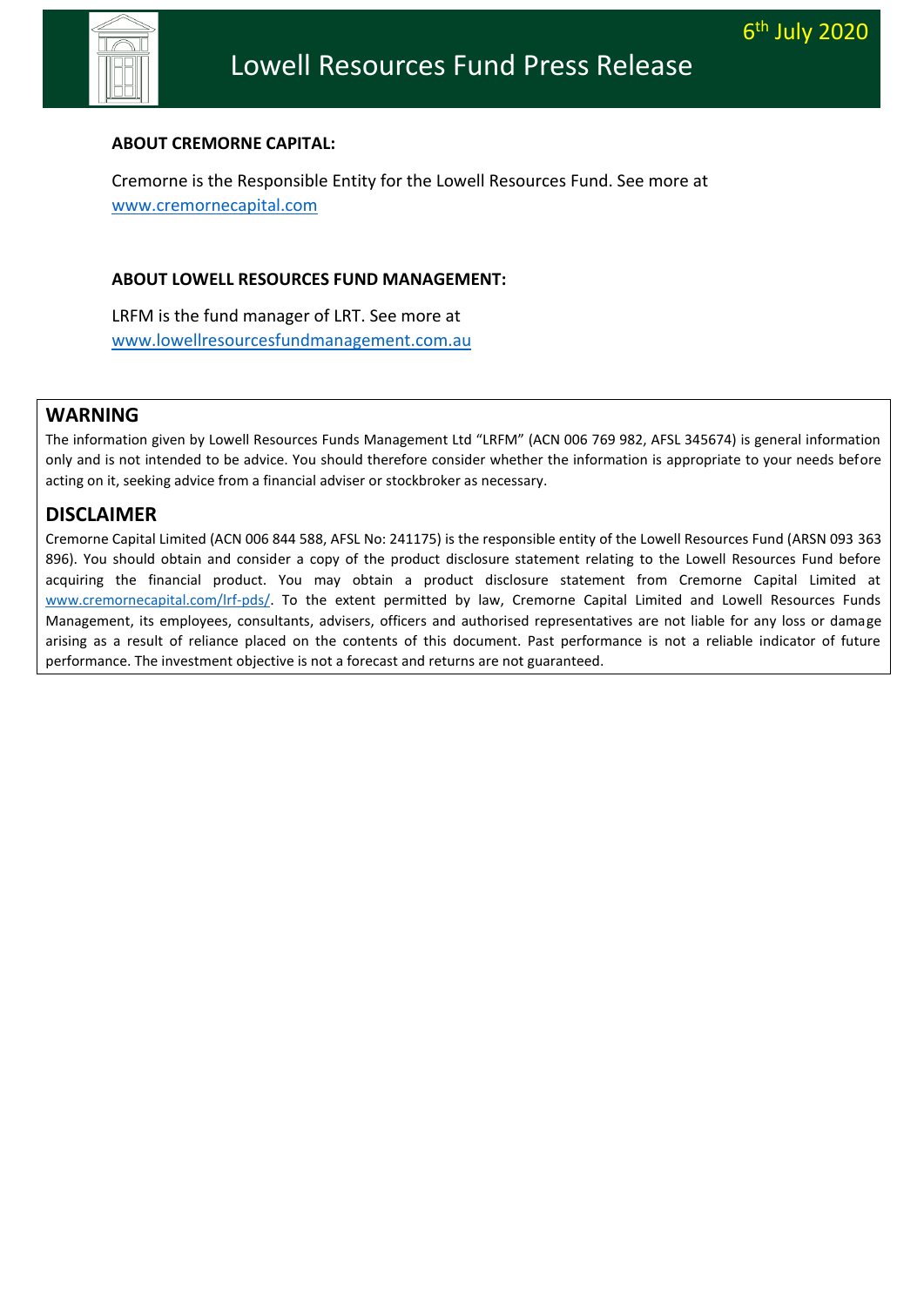**ABOUT CREMORNE CAPITAL:**

Cremorne is the Responsible Entity for the Lowell Resources Fund. See more at [www.cremornecapital.com](http://www.cremornecapital.com)

**ABOUT LOWELL RESOURCES FUND MANAGEMENT:**

LRFM is the fund manager of LRT. See more at [www.lowellresourcesfundmanagement.com.au](http://www.lowellresourcesfundmanagement.com.au)

## WARNING

The information given by Lowell Resources Funds Management Ltd "LRFM" (ACN 006 769 982, AFSL 345674) is general information only and is not intended to be advice. You should therefore consider whether the information is appropriate to your needs before acting on it, seeking advice from a financial adviser or stockbroker as necessary.

## DISCLAIMER

Cremorne Capital Limited (ACN 006 844 588, AFSL No: 241175) is the responsible entity of the Lowell Resources Fund (ARSN 093 363 896). You should obtain and consider a copy of the product disclosure statement relating to the Lowell Resources Fund before acquiring the financial product. You may obtain a product disclosure statement from Cremorne Capital Limited at [www.cremornecapital.com/lrf-pds/](http://www.cremornecapital.com/lrf-pds/). To the extent permitted by law, Cremorne Capital Limited and Lowell Resources Funds Management, its employees, consultants, advisers, officers and authorised representatives are not liable for any loss or damage arising as a result of reliance placed on the contents of this document. Past performance is not a reliable indicator of future performance. The investment objective is not a forecast and returns are not guaranteed.